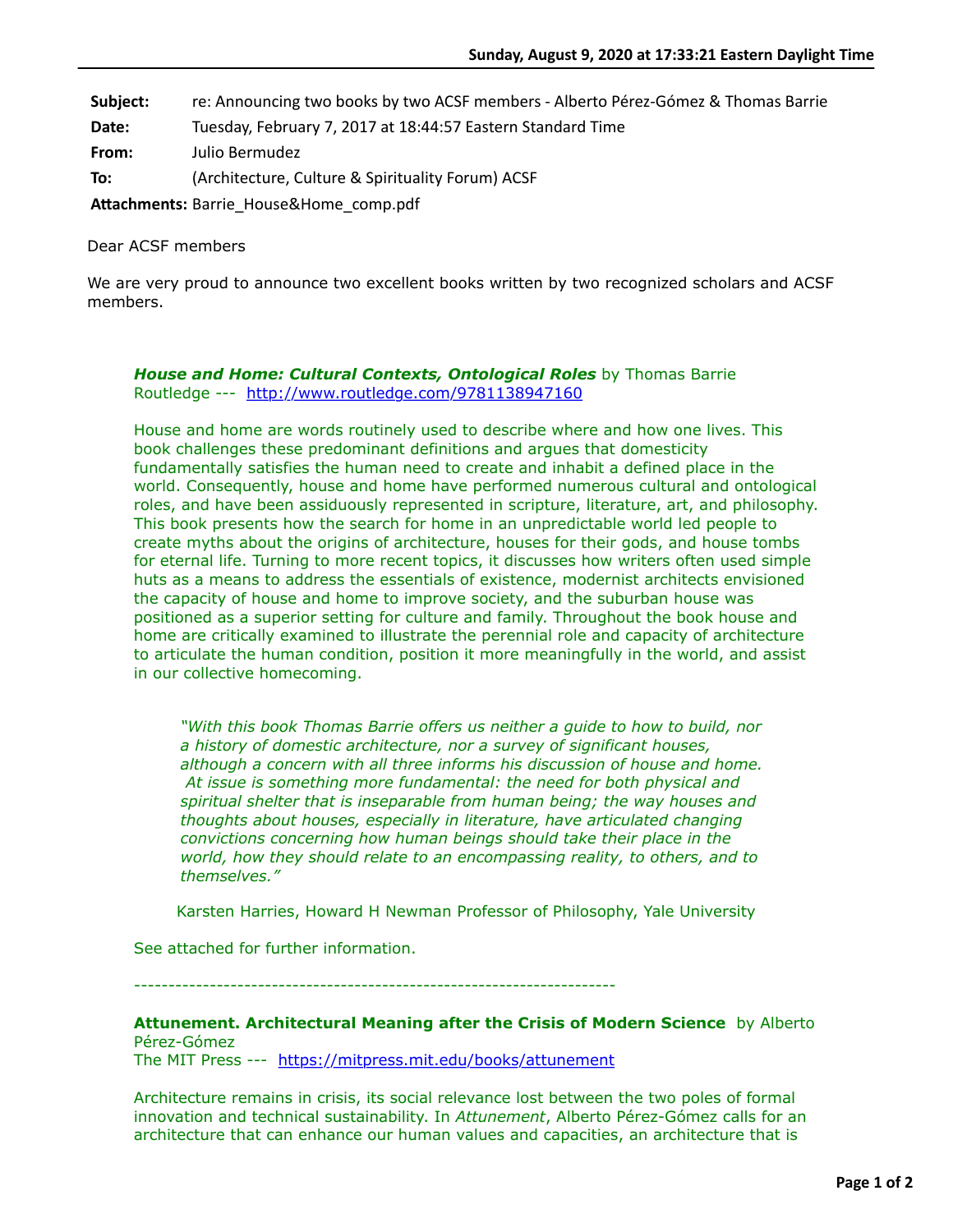| | |
|---|---|
| **Subject:** | re: Announcing two books by two ACSF members - Alberto Pérez-Gómez & Thomas Barrie |
| **Date:** | Tuesday, February 7, 2017 at 18:44:57 Eastern Standard Time |
| **From:** | Julio Bermudez |
| **To:** | (Architecture, Culture & Spirituality Forum) ACSF |
| **Attachments:** | Barrie_House&Home_comp.pdf |

Dear ACSF members

We are very proud to announce two excellent books written by two recognized scholars and ACSF members.

***House and Home: Cultural Contexts, Ontological Roles*** by Thomas Barrie
Routledge --- http://www.routledge.com/9781138947160

House and home are words routinely used to describe where and how one lives. This book challenges these predominant definitions and argues that domesticity fundamentally satisfies the human need to create and inhabit a defined place in the world. Consequently, house and home have performed numerous cultural and ontological roles, and have been assiduously represented in scripture, literature, art, and philosophy. This book presents how the search for home in an unpredictable world led people to create myths about the origins of architecture, houses for their gods, and house tombs for eternal life. Turning to more recent topics, it discusses how writers often used simple huts as a means to address the essentials of existence, modernist architects envisioned the capacity of house and home to improve society, and the suburban house was positioned as a superior setting for culture and family. Throughout the book house and home are critically examined to illustrate the perennial role and capacity of architecture to articulate the human condition, position it more meaningfully in the world, and assist in our collective homecoming.

> *"With this book Thomas Barrie offers us neither a guide to how to build, nor a history of domestic architecture, nor a survey of significant houses, although a concern with all three informs his discussion of house and home. At issue is something more fundamental: the need for both physical and spiritual shelter that is inseparable from human being; the way houses and thoughts about houses, especially in literature, have articulated changing convictions concerning how human beings should take their place in the world, how they should relate to an encompassing reality, to others, and to themselves."*
>
> Karsten Harries, Howard H Newman Professor of Philosophy, Yale University

See attached for further information.

---------------------------------------------------------------------

**Attunement. Architectural Meaning after the Crisis of Modern Science** by Alberto Pérez-Gómez
The MIT Press --- https://mitpress.mit.edu/books/attunement

Architecture remains in crisis, its social relevance lost between the two poles of formal innovation and technical sustainability. In *Attunement*, Alberto Pérez-Gómez calls for an architecture that can enhance our human values and capacities, an architecture that is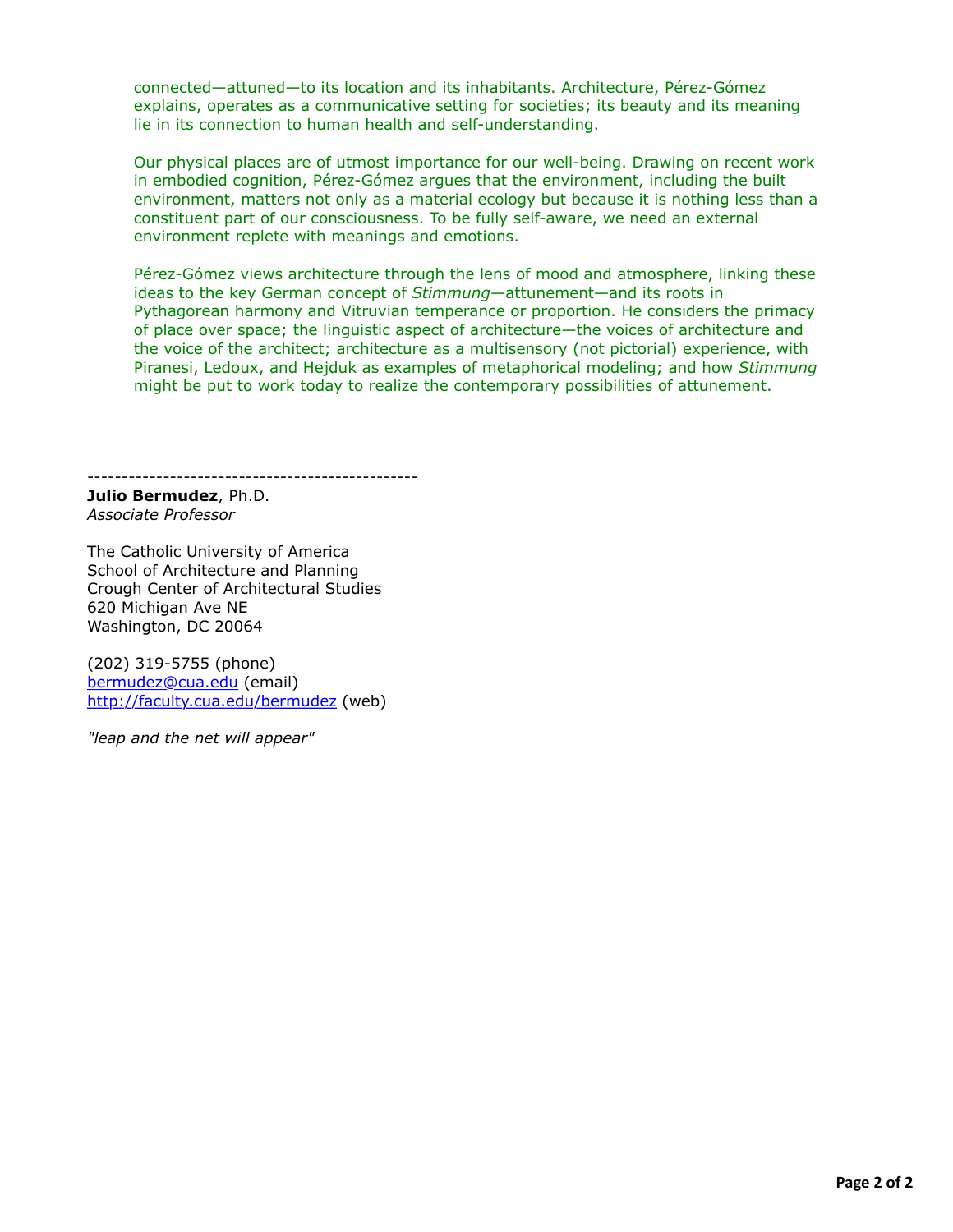connected—attuned—to its location and its inhabitants. Architecture, Pérez-Gómez explains, operates as a communicative setting for societies; its beauty and its meaning lie in its connection to human health and self-understanding.

Our physical places are of utmost importance for our well-being. Drawing on recent work in embodied cognition, Pérez-Gómez argues that the environment, including the built environment, matters not only as a material ecology but because it is nothing less than a constituent part of our consciousness. To be fully self-aware, we need an external environment replete with meanings and emotions.

Pérez-Gómez views architecture through the lens of mood and atmosphere, linking these ideas to the key German concept of *Stimmung*—attunement—and its roots in Pythagorean harmony and Vitruvian temperance or proportion. He considers the primacy of place over space; the linguistic aspect of architecture—the voices of architecture and the voice of the architect; architecture as a multisensory (not pictorial) experience, with Piranesi, Ledoux, and Hejduk as examples of metaphorical modeling; and how *Stimmung* might be put to work today to realize the contemporary possibilities of attunement.

-----------------------------------------------

**Julio Bermudez**, Ph.D.
*Associate Professor*

The Catholic University of America
School of Architecture and Planning
Crough Center of Architectural Studies
620 Michigan Ave NE
Washington, DC 20064

(202) 319-5755 (phone)
bermudez@cua.edu (email)
http://faculty.cua.edu/bermudez (web)

*"leap and the net will appear"*